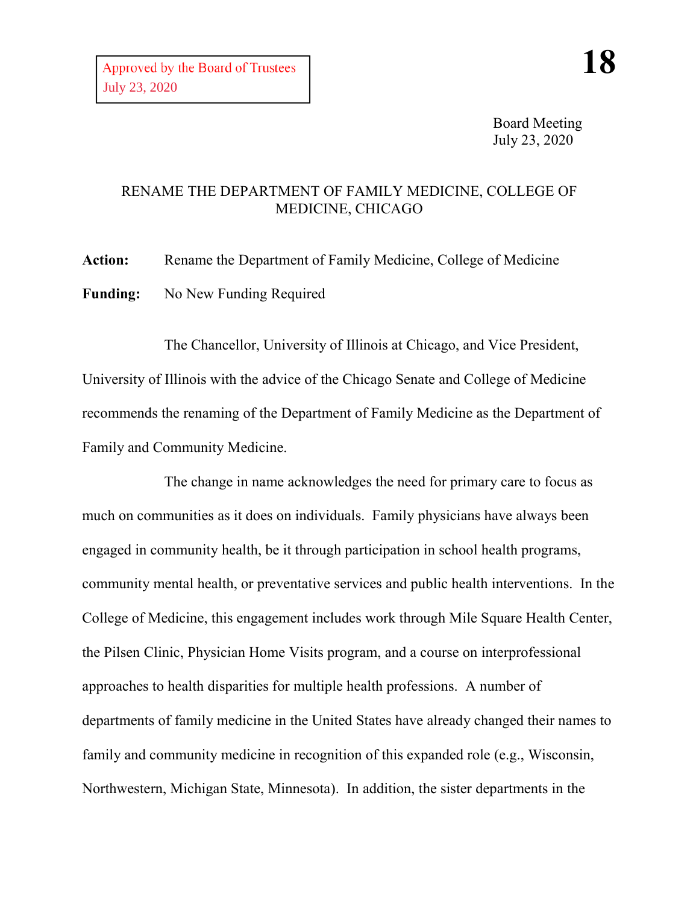Approved by the Board of Trustees
July 23, 2020

**18**

Board Meeting
July 23, 2020

# RENAME THE DEPARTMENT OF FAMILY MEDICINE, COLLEGE OF MEDICINE, CHICAGO

**Action:** Rename the Department of Family Medicine, College of Medicine

**Funding:** No New Funding Required

The Chancellor, University of Illinois at Chicago, and Vice President, University of Illinois with the advice of the Chicago Senate and College of Medicine recommends the renaming of the Department of Family Medicine as the Department of Family and Community Medicine.

The change in name acknowledges the need for primary care to focus as much on communities as it does on individuals. Family physicians have always been engaged in community health, be it through participation in school health programs, community mental health, or preventative services and public health interventions. In the College of Medicine, this engagement includes work through Mile Square Health Center, the Pilsen Clinic, Physician Home Visits program, and a course on interprofessional approaches to health disparities for multiple health professions. A number of departments of family medicine in the United States have already changed their names to family and community medicine in recognition of this expanded role (e.g., Wisconsin, Northwestern, Michigan State, Minnesota). In addition, the sister departments in the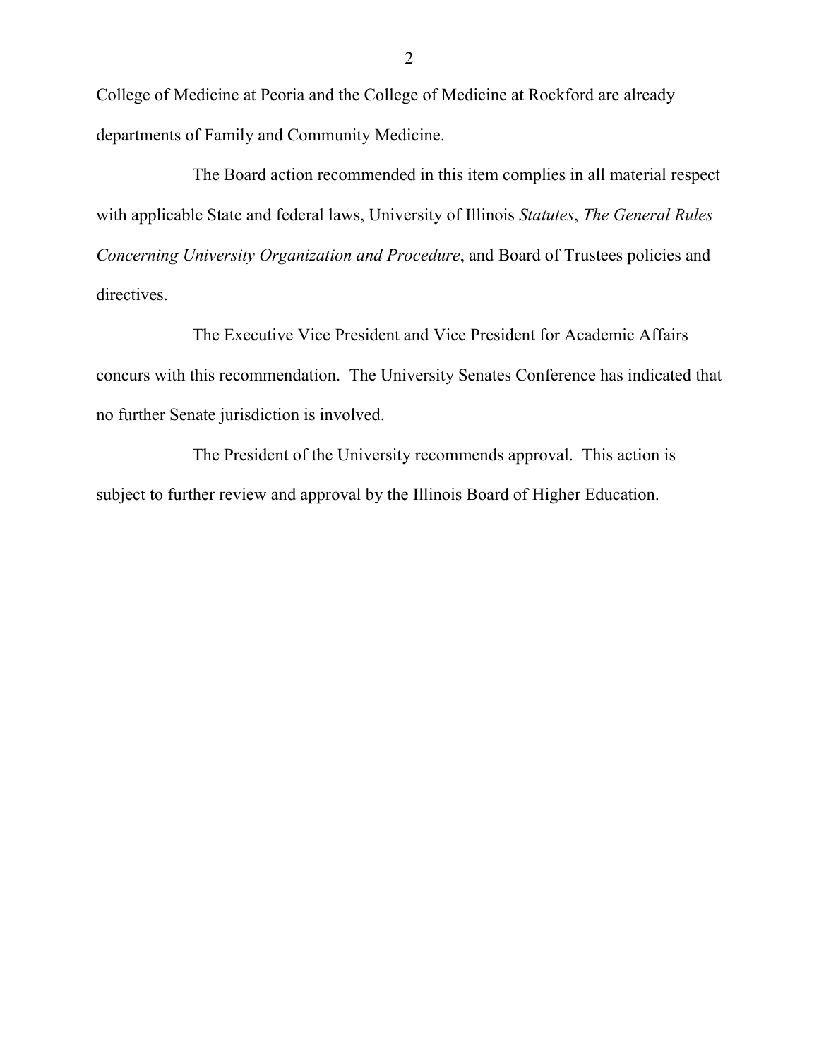College of Medicine at Peoria and the College of Medicine at Rockford are already departments of Family and Community Medicine.

The Board action recommended in this item complies in all material respect with applicable State and federal laws, University of Illinois *Statutes*, *The General Rules Concerning University Organization and Procedure*, and Board of Trustees policies and directives.

The Executive Vice President and Vice President for Academic Affairs concurs with this recommendation. The University Senates Conference has indicated that no further Senate jurisdiction is involved.

The President of the University recommends approval. This action is subject to further review and approval by the Illinois Board of Higher Education.